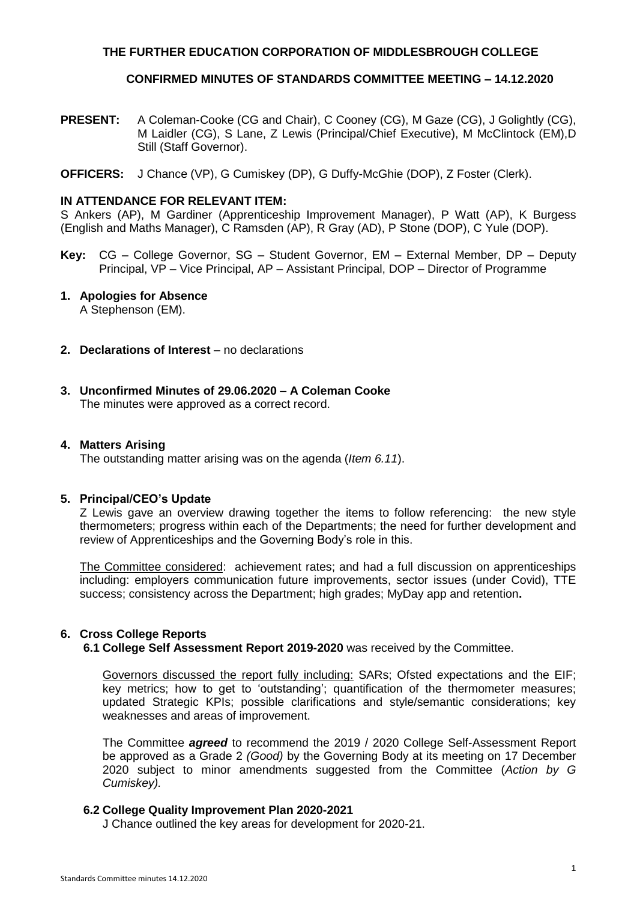**THE FURTHER EDUCATION CORPORATION OF MIDDLESBROUGH COLLEGE**

**CONFIRMED MINUTES OF STANDARDS COMMITTEE MEETING – 14.12.2020**

**PRESENT:** A Coleman-Cooke (CG and Chair), C Cooney (CG), M Gaze (CG), J Golightly (CG), M Laidler (CG), S Lane, Z Lewis (Principal/Chief Executive), M McClintock (EM),D Still (Staff Governor).

**OFFICERS:** J Chance (VP), G Cumiskey (DP), G Duffy-McGhie (DOP), Z Foster (Clerk).

**IN ATTENDANCE FOR RELEVANT ITEM:**
S Ankers (AP), M Gardiner (Apprenticeship Improvement Manager), P Watt (AP), K Burgess (English and Maths Manager), C Ramsden (AP), R Gray (AD), P Stone (DOP), C Yule (DOP).

**Key:** CG – College Governor, SG – Student Governor, EM – External Member, DP – Deputy Principal, VP – Vice Principal, AP – Assistant Principal, DOP – Director of Programme

**1. Apologies for Absence**
A Stephenson (EM).

**2. Declarations of Interest** – no declarations

**3. Unconfirmed Minutes of 29.06.2020 – A Coleman Cooke**
The minutes were approved as a correct record.

**4. Matters Arising**
The outstanding matter arising was on the agenda (*Item 6.11*).

**5. Principal/CEO's Update**
Z Lewis gave an overview drawing together the items to follow referencing: the new style thermometers; progress within each of the Departments; the need for further development and review of Apprenticeships and the Governing Body's role in this.

<u>The Committee considered</u>: achievement rates; and had a full discussion on apprenticeships including: employers communication future improvements, sector issues (under Covid), TTE success; consistency across the Department; high grades; MyDay app and retention**.**

**6. Cross College Reports**
**6.1 College Self Assessment Report 2019-2020** was received by the Committee.

<u>Governors discussed the report fully including:</u> SARs; Ofsted expectations and the EIF; key metrics; how to get to 'outstanding'; quantification of the thermometer measures; updated Strategic KPIs; possible clarifications and style/semantic considerations; key weaknesses and areas of improvement.

The Committee ***agreed*** to recommend the 2019 / 2020 College Self-Assessment Report be approved as a Grade 2 *(Good)* by the Governing Body at its meeting on 17 December 2020 subject to minor amendments suggested from the Committee (*Action by G Cumiskey).*

**6.2 College Quality Improvement Plan 2020-2021**
J Chance outlined the key areas for development for 2020-21.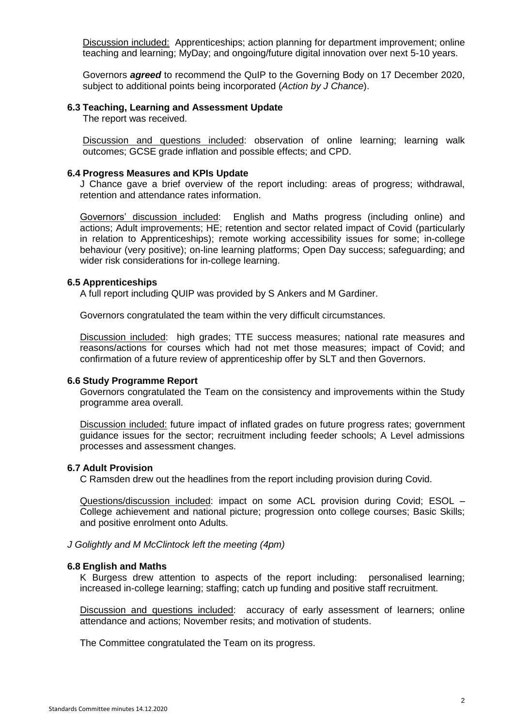Discussion included: Apprenticeships; action planning for department improvement; online teaching and learning; MyDay; and ongoing/future digital innovation over next 5-10 years.

Governors ***agreed*** to recommend the QuIP to the Governing Body on 17 December 2020, subject to additional points being incorporated (*Action by J Chance*).

### 6.3 Teaching, Learning and Assessment Update

The report was received.

Discussion and questions included: observation of online learning; learning walk outcomes; GCSE grade inflation and possible effects; and CPD.

### 6.4 Progress Measures and KPIs Update

J Chance gave a brief overview of the report including: areas of progress; withdrawal, retention and attendance rates information.

Governors' discussion included: English and Maths progress (including online) and actions; Adult improvements; HE; retention and sector related impact of Covid (particularly in relation to Apprenticeships); remote working accessibility issues for some; in-college behaviour (very positive); on-line learning platforms; Open Day success; safeguarding; and wider risk considerations for in-college learning.

### 6.5 Apprenticeships

A full report including QUIP was provided by S Ankers and M Gardiner.

Governors congratulated the team within the very difficult circumstances.

Discussion included: high grades; TTE success measures; national rate measures and reasons/actions for courses which had not met those measures; impact of Covid; and confirmation of a future review of apprenticeship offer by SLT and then Governors.

### 6.6 Study Programme Report

Governors congratulated the Team on the consistency and improvements within the Study programme area overall.

Discussion included: future impact of inflated grades on future progress rates; government guidance issues for the sector; recruitment including feeder schools; A Level admissions processes and assessment changes.

### 6.7 Adult Provision

C Ramsden drew out the headlines from the report including provision during Covid.

Questions/discussion included: impact on some ACL provision during Covid; ESOL – College achievement and national picture; progression onto college courses; Basic Skills; and positive enrolment onto Adults.

*J Golightly and M McClintock left the meeting (4pm)*

### 6.8 English and Maths

K Burgess drew attention to aspects of the report including: personalised learning; increased in-college learning; staffing; catch up funding and positive staff recruitment.

Discussion and questions included: accuracy of early assessment of learners; online attendance and actions; November resits; and motivation of students.

The Committee congratulated the Team on its progress.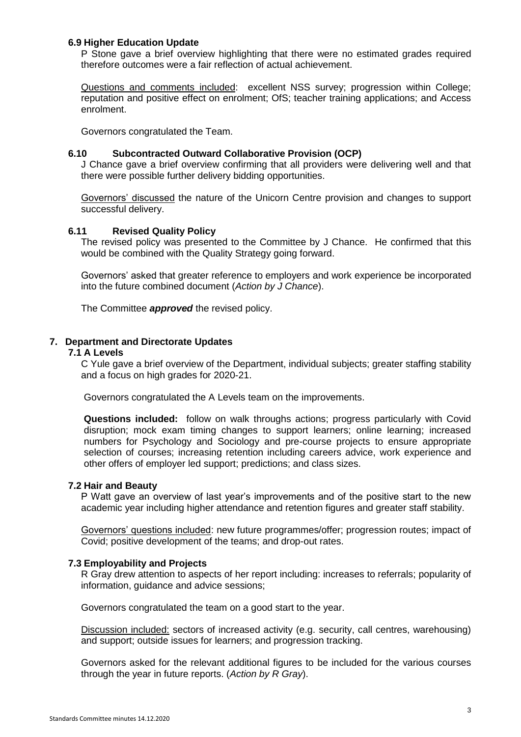### 6.9 Higher Education Update

P Stone gave a brief overview highlighting that there were no estimated grades required therefore outcomes were a fair reflection of actual achievement.

Questions and comments included: excellent NSS survey; progression within College; reputation and positive effect on enrolment; OfS; teacher training applications; and Access enrolment.

Governors congratulated the Team.

### 6.10 Subcontracted Outward Collaborative Provision (OCP)

J Chance gave a brief overview confirming that all providers were delivering well and that there were possible further delivery bidding opportunities.

Governors' discussed the nature of the Unicorn Centre provision and changes to support successful delivery.

### 6.11 Revised Quality Policy

The revised policy was presented to the Committee by J Chance. He confirmed that this would be combined with the Quality Strategy going forward.

Governors' asked that greater reference to employers and work experience be incorporated into the future combined document (*Action by J Chance*).

The Committee ***approved*** the revised policy.

## 7. Department and Directorate Updates

### 7.1 A Levels

C Yule gave a brief overview of the Department, individual subjects; greater staffing stability and a focus on high grades for 2020-21.

Governors congratulated the A Levels team on the improvements.

**Questions included:** follow on walk throughs actions; progress particularly with Covid disruption; mock exam timing changes to support learners; online learning; increased numbers for Psychology and Sociology and pre-course projects to ensure appropriate selection of courses; increasing retention including careers advice, work experience and other offers of employer led support; predictions; and class sizes.

### 7.2 Hair and Beauty

P Watt gave an overview of last year's improvements and of the positive start to the new academic year including higher attendance and retention figures and greater staff stability.

Governors' questions included: new future programmes/offer; progression routes; impact of Covid; positive development of the teams; and drop-out rates.

### 7.3 Employability and Projects

R Gray drew attention to aspects of her report including: increases to referrals; popularity of information, guidance and advice sessions;

Governors congratulated the team on a good start to the year.

Discussion included: sectors of increased activity (e.g. security, call centres, warehousing) and support; outside issues for learners; and progression tracking.

Governors asked for the relevant additional figures to be included for the various courses through the year in future reports. (*Action by R Gray*).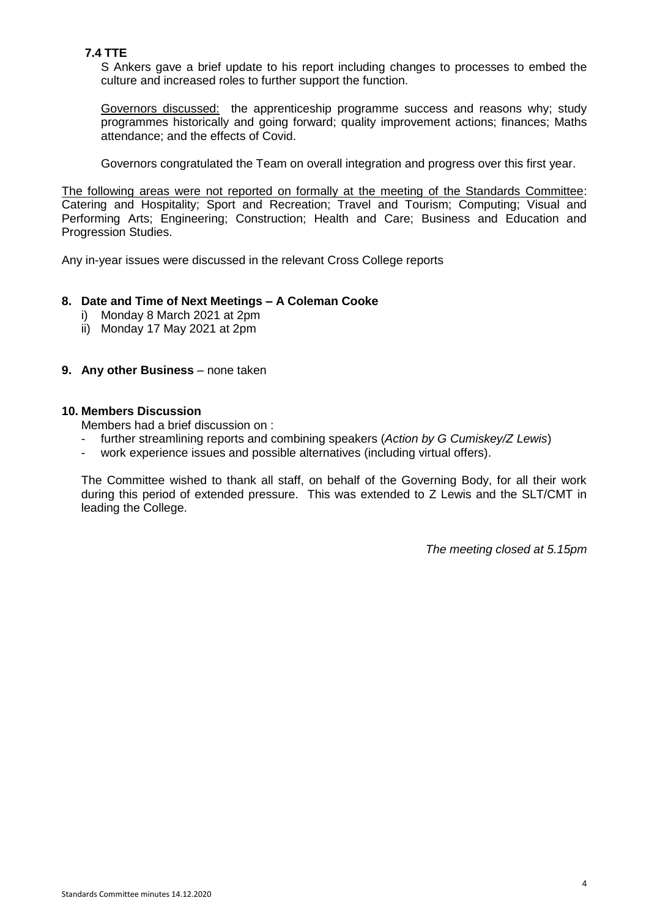**7.4 TTE**

S Ankers gave a brief update to his report including changes to processes to embed the culture and increased roles to further support the function.

Governors discussed: the apprenticeship programme success and reasons why; study programmes historically and going forward; quality improvement actions; finances; Maths attendance; and the effects of Covid.

Governors congratulated the Team on overall integration and progress over this first year.

The following areas were not reported on formally at the meeting of the Standards Committee: Catering and Hospitality; Sport and Recreation; Travel and Tourism; Computing; Visual and Performing Arts; Engineering; Construction; Health and Care; Business and Education and Progression Studies.

Any in-year issues were discussed in the relevant Cross College reports

**8. Date and Time of Next Meetings – A Coleman Cooke**

i) Monday 8 March 2021 at 2pm
ii) Monday 17 May 2021 at 2pm

**9. Any other Business** – none taken

**10. Members Discussion**

Members had a brief discussion on :

- further streamlining reports and combining speakers (*Action by G Cumiskey/Z Lewis*)
- work experience issues and possible alternatives (including virtual offers).

The Committee wished to thank all staff, on behalf of the Governing Body, for all their work during this period of extended pressure. This was extended to Z Lewis and the SLT/CMT in leading the College.

*The meeting closed at 5.15pm*